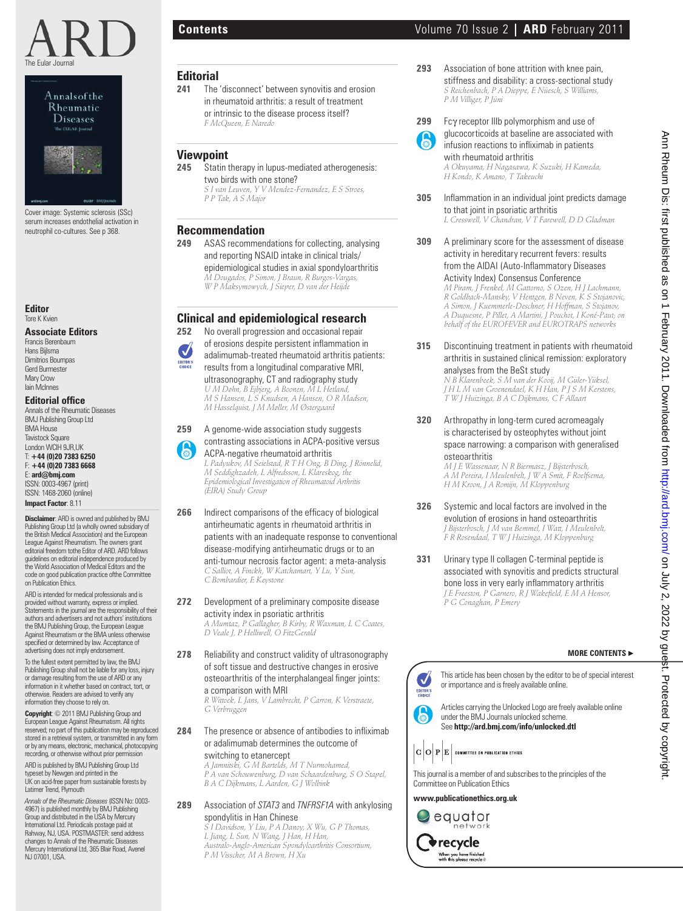# Contents

## Editorial

**241** The 'disconnect' between synovitis and erosion in rheumatoid arthritis: a result of treatment or intrinsic to the disease process itself?
*F McQueen, E Naredo*

## Viewpoint

**245** Statin therapy in lupus-mediated atherogenesis: two birds with one stone?
*S I van Leuven, Y V Mendez-Fernandez, E S Stroes, P P Tak, A S Major*

## Recommendation

**249** ASAS recommendations for collecting, analysing and reporting NSAID intake in clinical trials/epidemiological studies in axial spondyloarthritis
*M Dougados, P Simon, J Braun, R Burgos-Vargas, W P Maksymowych, J Sieper, D van der Heijde*

## Clinical and epidemiological research

**252** No overall progression and occasional repair of erosions despite persistent inflammation in adalimumab-treated rheumatoid arthritis patients: results from a longitudinal comparative MRI, ultrasonography, CT and radiography study (EDITOR'S CHOICE)
*U M Døhn, B Ejbjerg, A Boonen, M L Hetland, M S Hansen, L S Knudsen, A Hansen, O R Madsen, M Hasselquist, J M Møller, M Østergaard*

**259** A genome-wide association study suggests contrasting associations in ACPA-positive versus ACPA-negative rheumatoid arthritis
*L Padyukov, M Seielstad, R T H Ong, B Ding, J Rönnelid, M Seddighzadeh, L Alfredsson, L Klareskog, the Epidemiological Investigation of Rheumatoid Arthritis (EIRA) Study Group*

**266** Indirect comparisons of the efficacy of biological antirheumatic agents in rheumatoid arthritis in patients with an inadequate response to conventional disease-modifying antirheumatic drugs or to an anti-tumour necrosis factor agent: a meta-analysis
*C Salliot, A Finckh, W Katchamart, Y Lu, Y Sun, C Bombardier, E Keystone*

**272** Development of a preliminary composite disease activity index in psoriatic arthritis
*A Mumtaz, P Gallagher, B Kirby, R Waxman, L C Coates, D Veale J, P Helliwell, O FitzGerald*

**278** Reliability and construct validity of ultrasonography of soft tissue and destructive changes in erosive osteoarthritis of the interphalangeal finger joints: a comparison with MRI
*R Wittoek, L Jans, V Lambrecht, P Carron, K Verstraete, G Verbruggen*

**284** The presence or absence of antibodies to infliximab or adalimumab determines the outcome of switching to etanercept
*A Jamnitski, G M Bartelds, M T Nurmohamed, P A van Schouwenburg, D van Schaardenburg, S O Stapel, B A C Dijkmans, L Aarden, G J Wolbink*

**289** Association of *STAT3* and *TNFRSF1A* with ankylosing spondylitis in Han Chinese
*S I Davidson, Y Liu, P A Danoy, X Wu, G P Thomas, L Jiang, L Sun, N Wang, J Han, H Han, Australo-Anglo-American Spondyloarthritis Consortium, P M Visscher, M A Brown, H Xu*

**293** Association of bone attrition with knee pain, stiffness and disability: a cross-sectional study
*S Reichenbach, P A Dieppe, E Nüesch, S Williams, P M Villiger, P Jüni*

**299** Fcγ receptor IIIb polymorphism and use of glucocorticoids at baseline are associated with infusion reactions to infliximab in patients with rheumatoid arthritis
*A Okuyama, H Nagasawa, K Suzuki, H Kameda, H Kondo, K Amano, T Takeuchi*

**305** Inflammation in an individual joint predicts damage to that joint in psoriatic arthritis
*L Cresswell, V Chandran, V T Farewell, D D Gladman*

**309** A preliminary score for the assessment of disease activity in hereditary recurrent fevers: results from the AIDAI (Auto-Inflammatory Diseases Activity Index) Consensus Conference
*M Piram, J Frenkel, M Gattorno, S Ozen, H J Lachmann, R Goldbach-Mansky, V Hentgen, B Neven, K S Stojanovic, A Simon, J Kuemmerle-Deschner, H Hoffman, S Stojanov, A Duquesne, P Pillet, A Martini, J Pouchot, I Koné-Paut; on behalf of the EUROFEVER and EUROTRAPS networks*

**315** Discontinuing treatment in patients with rheumatoid arthritis in sustained clinical remission: exploratory analyses from the BeSt study
*N B Klarenbeek, S M van der Kooij, M Güler-Yüksel, J H L M van Groenendael, K H Han, P J S M Kerstens, T W J Huizinga, B A C Dijkmans, C F Allaart*

**320** Arthropathy in long-term cured acromegaly is characterised by osteophytes without joint space narrowing: a comparison with generalised osteoarthritis
*M J E Wassenaar, N R Biermasz, J Bijsterbosch, A M Pereira, I Meulenbelt, J W A Smit, F Roelfsema, H M Kroon, J A Romijn, M Kloppenburg*

**326** Systemic and local factors are involved in the evolution of erosions in hand osteoarthritis
*J Bijsterbosch, J M van Bemmel, I Watt, I Meulenbelt, F R Rosendaal, T W J Huizinga, M Kloppenburg*

**331** Urinary type II collagen C-terminal peptide is associated with synovitis and predicts structural bone loss in very early inflammatory arthritis
*J E Freeston, P Garnero, R J Wakefield, E M A Hensor, P G Conaghan, P Emery*

**MORE CONTENTS ►**

EDITOR'S CHOICE: This article has been chosen by the editor to be of special interest or importance and is freely available online.

Articles carrying the Unlocked Logo are freely available online under the BMJ Journals unlocked scheme. See **http://ard.bmj.com/info/unlocked.dtl**

COMMITTEE ON PUBLICATION ETHICS

This journal is a member of and subscribes to the principles of the Committee on Publication Ethics

**www.publicationethics.org.uk**

equator network

recycle — When you have finished with this please recycle it

---

ARD — The Eular Journal

Cover image: Systemic sclerosis (SSc) serum increases endothelial activation in neutrophil co-cultures. See p 368.

**Editor**
Tore K Kvien

**Associate Editors**
Francis Berenbaum
Hans Bijlsma
Dimitrios Boumpas
Gerd Burmester
Mary Crow
Iain McInnes

**Editorial office**
Annals of the Rheumatic Diseases
BMJ Publishing Group Ltd
BMA House
Tavistock Square
London WCIH 9JR,UK
T: **+44 (0)20 7383 6250**
F: **+44 (0)20 7383 6668**
E: **ard@bmj.com**
ISSN: 0003-4967 (print)
ISSN: 1468-2060 (online)
**Impact Factor**: 8.11

**Disclaimer**: ARD is owned and published by BMJ Publishing Group Ltd (a wholly owned subsidiary of the British Medical Association) and the European League Against Rheumatism. The owners grant editorial freedom tothe Editor of ARD. ARD follows guidelines on editorial independence produced by the World Association of Medical Editors and the code on good publication practice ofthe Committee on Publication Ethics.

ARD is intended for medical professionals and is provided without warranty, express or implied. Statements in the journal are the responsibility of their authors and advertisers and not authors' institutions the BMJ Publishing Group, the European League Against Rheumatism or the BMA unless otherwise specified or determined by law. Acceptance of advertising does not imply endorsement.

To the fullest extent permitted by law, the BMJ Publishing Group shall not be liable for any loss, injury or damage resulting from the use of ARD or any information in it whether based on contract, tort, or otherwise. Readers are advised to verify any information they choose to rely on.

**Copyright**: © 2011 BMJ Publishing Group and European League Against Rheumatism. All rights reserved; no part of this publication may be reproduced stored in a retrieval system, or transmitted in any form or by any means, electronic, mechanical, photocopying recording, or otherwise without prior permission

ARD is published by BMJ Publishing Group Ltd typeset by Newgen and printed in the UK on acid-free paper from sustainable forests by Latimer Trend, Plymouth

*Annals of the Rheumatic Diseases* (ISSN No: 0003-4967) is published monthly by BMJ Publishing Group and distributed in the USA by Mercury International Ltd. Periodicals postage paid at Rahway, NJ, USA. POSTMASTER: send address changes to Annals of the Rheumatic Diseases Mercury International Ltd, 365 Blair Road, Avenel NJ 07001, USA.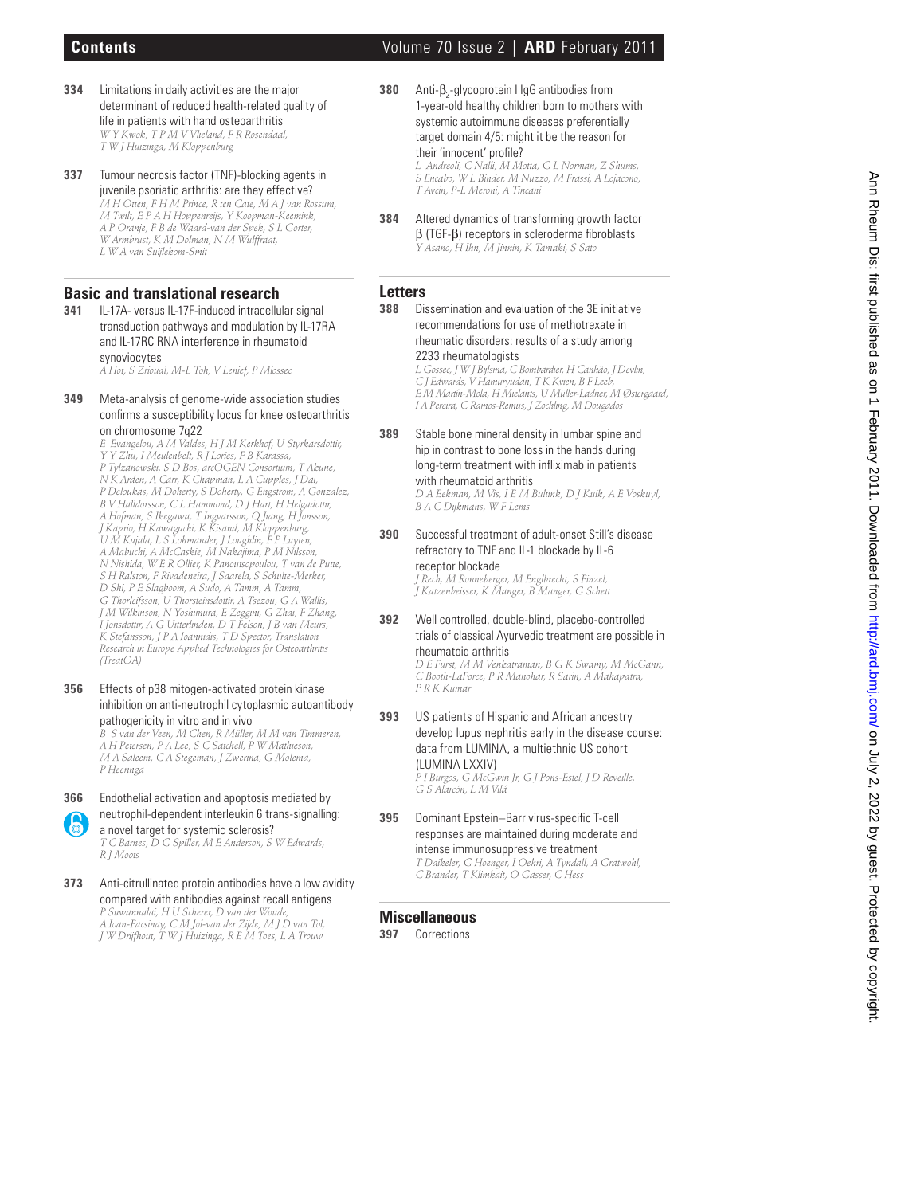# Contents

**334** Limitations in daily activities are the major determinant of reduced health-related quality of life in patients with hand osteoarthritis
*W Y Kwok, T P M V Vlieland, F R Rosendaal, T W J Huizinga, M Kloppenburg*

**337** Tumour necrosis factor (TNF)-blocking agents in juvenile psoriatic arthritis: are they effective?
*M H Otten, F H M Prince, R ten Cate, M A J van Rossum, M Twilt, E P A H Hoppenreijs, Y Koopman-Keemink, A P Oranje, F B de Waard-van der Spek, S L Gorter, W Armbrust, K M Dolman, N M Wulffraat, L W A van Suijlekom-Smit*

## Basic and translational research

**341** IL-17A- versus IL-17F-induced intracellular signal transduction pathways and modulation by IL-17RA and IL-17RC RNA interference in rheumatoid synoviocytes
*A Hot, S Zrioual, M-L Toh, V Lenief, P Miossec*

**349** Meta-analysis of genome-wide association studies confirms a susceptibility locus for knee osteoarthritis on chromosome 7q22
*E Evangelou, A M Valdes, H J M Kerkhof, U Styrkarsdottir, Y Y Zhu, I Meulenbelt, R J Lories, F B Karassa, P Tylzanowski, S D Bos, arcOGEN Consortium, T Akune, N K Arden, A Carr, K Chapman, L A Cupples, J Dai, P Deloukas, M Doherty, S Doherty, G Engstrom, A Gonzalez, B V Halldorsson, C L Hammond, D J Hart, H Helgadottir, A Hofman, S Ikegawa, T Ingvarsson, Q Jiang, H Jonsson, J Kaprio, H Kawaguchi, K Kisand, M Kloppenburg, U M Kujala, L S Lohmander, J Loughlin, F P Luyten, A Mabuchi, A McCaskie, M Nakajima, P M Nilsson, N Nishida, W E R Ollier, K Panoutsopoulou, T van de Putte, S H Ralston, F Rivadeneira, J Saarela, S Schulte-Merker, D Shi, P E Slagboom, A Sudo, A Tamm, A Tamm, G Thorleifsson, U Thorsteinsdottir, A Tsezou, G A Wallis, J M Wilkinson, N Yoshimura, E Zeggini, G Zhai, F Zhang, I Jonsdottir, A G Uitterlinden, D T Felson, J B van Meurs, K Stefansson, J P A Ioannidis, T D Spector, Translation Research in Europe Applied Technologies for Osteoarthritis (TreatOA)*

**356** Effects of p38 mitogen-activated protein kinase inhibition on anti-neutrophil cytoplasmic autoantibody pathogenicity in vitro and in vivo
*B S van der Veen, M Chen, R Müller, M M van Timmeren, A H Petersen, P A Lee, S C Satchell, P W Mathieson, M A Saleem, C A Stegeman, J Zwerina, G Molema, P Heeringa*

**366** Endothelial activation and apoptosis mediated by neutrophil-dependent interleukin 6 trans-signalling: a novel target for systemic sclerosis?
*T C Barnes, D G Spiller, M E Anderson, S W Edwards, R J Moots*

**373** Anti-citrullinated protein antibodies have a low avidity compared with antibodies against recall antigens
*P Suwannalai, H U Scherer, D van der Woude, A Ioan-Facsinay, C M Jol-van der Zijde, M J D van Tol, J W Drijfhout, T W J Huizinga, R E M Toes, L A Trouw*

**380** Anti-$\beta_2$-glycoprotein I IgG antibodies from 1-year-old healthy children born to mothers with systemic autoimmune diseases preferentially target domain 4/5: might it be the reason for their 'innocent' profile?
*L Andreoli, C Nalli, M Motta, G L Norman, Z Shums, S Encabo, W L Binder, M Nuzzo, M Frassi, A Lojacono, T Avcin, P-L Meroni, A Tincani*

**384** Altered dynamics of transforming growth factor $\beta$ (TGF-$\beta$) receptors in scleroderma fibroblasts
*Y Asano, H Ihn, M Jinnin, K Tamaki, S Sato*

## Letters

**388** Dissemination and evaluation of the 3E initiative recommendations for use of methotrexate in rheumatic disorders: results of a study among 2233 rheumatologists
*L Gossec, J W J Bijlsma, C Bombardier, H Canhão, J Devlin, C J Edwards, V Hamuryudan, T K Kvien, B F Leeb, E M Martín-Mola, H Mielants, U Müller-Ladner, M Østergaard, I A Pereira, C Ramos-Remus, J Zochling, M Dougados*

**389** Stable bone mineral density in lumbar spine and hip in contrast to bone loss in the hands during long-term treatment with infliximab in patients with rheumatoid arthritis
*D A Eekman, M Vis, I E M Bultink, D J Kuik, A E Voskuyl, B A C Dijkmans, W F Lems*

**390** Successful treatment of adult-onset Still's disease refractory to TNF and IL-1 blockade by IL-6 receptor blockade
*J Rech, M Ronneberger, M Englbrecht, S Finzel, J Katzenbeisser, K Manger, B Manger, G Schett*

**392** Well controlled, double-blind, placebo-controlled trials of classical Ayurvedic treatment are possible in rheumatoid arthritis
*D E Furst, M M Venkatraman, B G K Swamy, M McGann, C Booth-LaForce, P R Manohar, R Sarin, A Mahapatra, P R K Kumar*

**393** US patients of Hispanic and African ancestry develop lupus nephritis early in the disease course: data from LUMINA, a multiethnic US cohort (LUMINA LXXIV)
*P I Burgos, G McGwin Jr, G J Pons-Estel, J D Reveille, G S Alarcón, L M Vilá*

**395** Dominant Epstein–Barr virus-specific T-cell responses are maintained during moderate and intense immunosuppressive treatment
*T Daikeler, G Hoenger, I Oehri, A Tyndall, A Gratwohl, C Brander, T Klimkait, O Gasser, C Hess*

## Miscellaneous

**397** Corrections